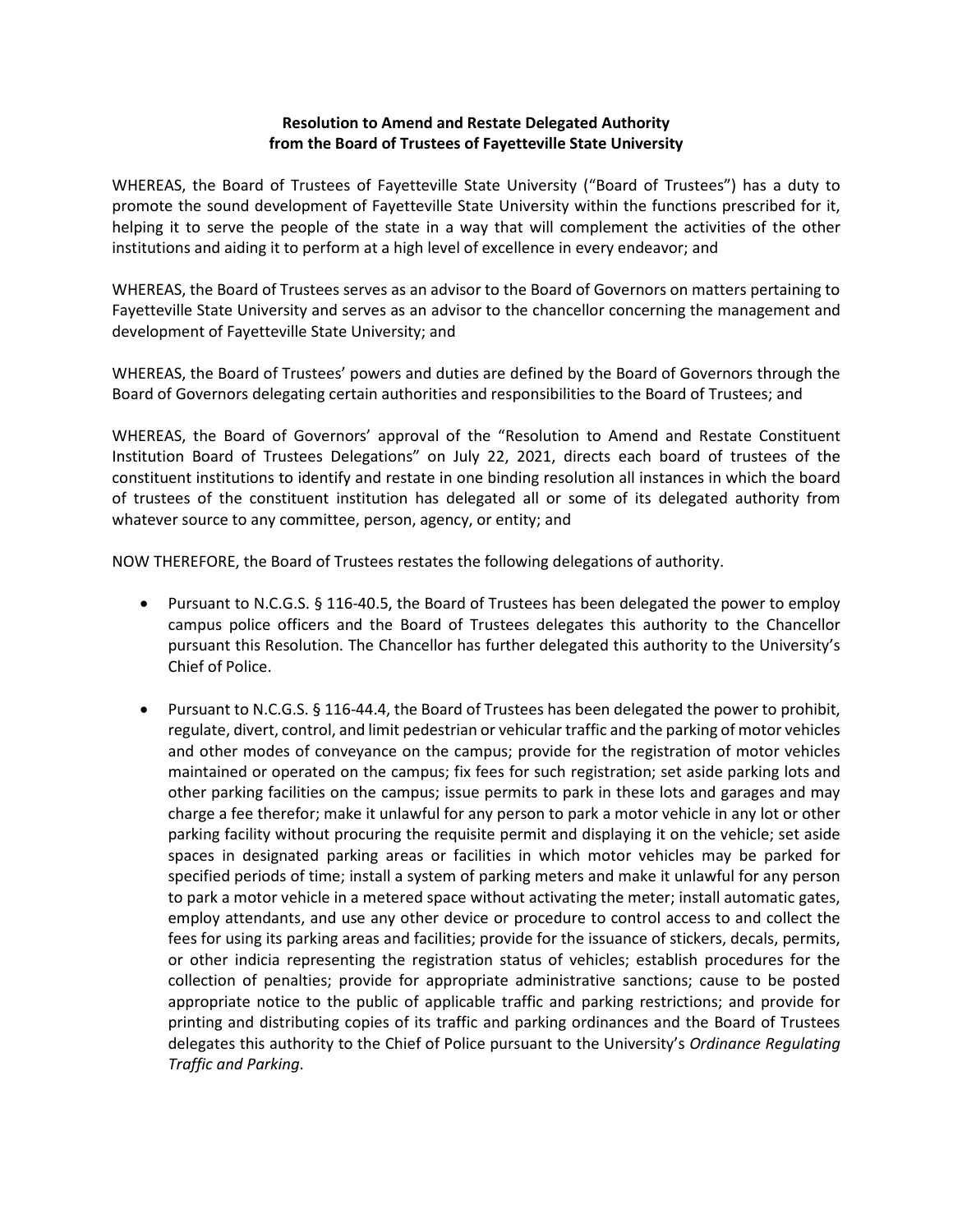**Resolution to Amend and Restate Delegated Authority from the Board of Trustees of Fayetteville State University**

WHEREAS, the Board of Trustees of Fayetteville State University ("Board of Trustees") has a duty to promote the sound development of Fayetteville State University within the functions prescribed for it, helping it to serve the people of the state in a way that will complement the activities of the other institutions and aiding it to perform at a high level of excellence in every endeavor; and

WHEREAS, the Board of Trustees serves as an advisor to the Board of Governors on matters pertaining to Fayetteville State University and serves as an advisor to the chancellor concerning the management and development of Fayetteville State University; and

WHEREAS, the Board of Trustees' powers and duties are defined by the Board of Governors through the Board of Governors delegating certain authorities and responsibilities to the Board of Trustees; and

WHEREAS, the Board of Governors' approval of the "Resolution to Amend and Restate Constituent Institution Board of Trustees Delegations" on July 22, 2021, directs each board of trustees of the constituent institutions to identify and restate in one binding resolution all instances in which the board of trustees of the constituent institution has delegated all or some of its delegated authority from whatever source to any committee, person, agency, or entity; and

NOW THEREFORE, the Board of Trustees restates the following delegations of authority.

- Pursuant to N.C.G.S. § 116-40.5, the Board of Trustees has been delegated the power to employ campus police officers and the Board of Trustees delegates this authority to the Chancellor pursuant this Resolution. The Chancellor has further delegated this authority to the University's Chief of Police.

- Pursuant to N.C.G.S. § 116-44.4, the Board of Trustees has been delegated the power to prohibit, regulate, divert, control, and limit pedestrian or vehicular traffic and the parking of motor vehicles and other modes of conveyance on the campus; provide for the registration of motor vehicles maintained or operated on the campus; fix fees for such registration; set aside parking lots and other parking facilities on the campus; issue permits to park in these lots and garages and may charge a fee therefor; make it unlawful for any person to park a motor vehicle in any lot or other parking facility without procuring the requisite permit and displaying it on the vehicle; set aside spaces in designated parking areas or facilities in which motor vehicles may be parked for specified periods of time; install a system of parking meters and make it unlawful for any person to park a motor vehicle in a metered space without activating the meter; install automatic gates, employ attendants, and use any other device or procedure to control access to and collect the fees for using its parking areas and facilities; provide for the issuance of stickers, decals, permits, or other indicia representing the registration status of vehicles; establish procedures for the collection of penalties; provide for appropriate administrative sanctions; cause to be posted appropriate notice to the public of applicable traffic and parking restrictions; and provide for printing and distributing copies of its traffic and parking ordinances and the Board of Trustees delegates this authority to the Chief of Police pursuant to the University's *Ordinance Regulating Traffic and Parking*.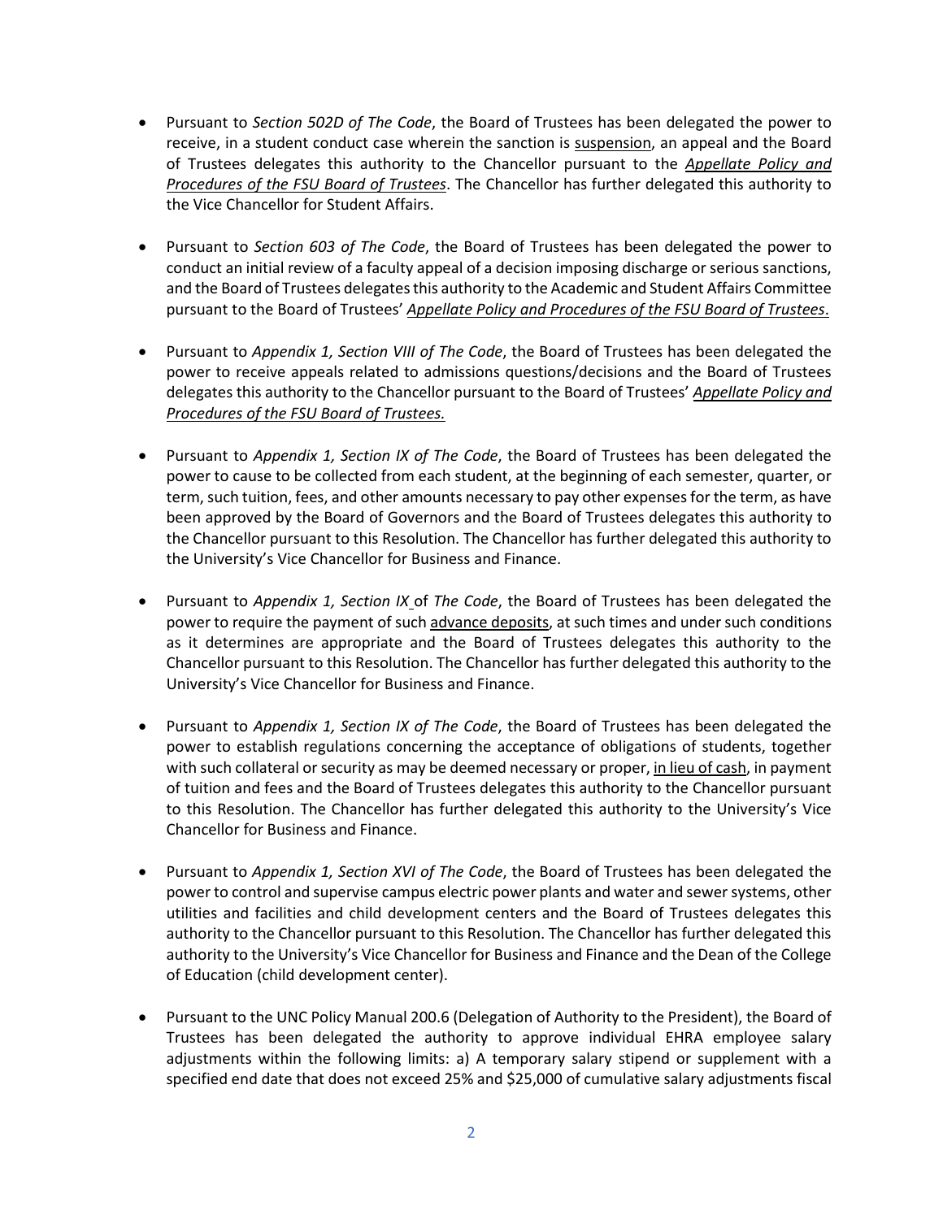- Pursuant to *Section 502D of The Code*, the Board of Trustees has been delegated the power to receive, in a student conduct case wherein the sanction is <u>suspension</u>, an appeal and the Board of Trustees delegates this authority to the Chancellor pursuant to the *<u>Appellate Policy and Procedures of the FSU Board of Trustees</u>*. The Chancellor has further delegated this authority to the Vice Chancellor for Student Affairs.

- Pursuant to *Section 603 of The Code*, the Board of Trustees has been delegated the power to conduct an initial review of a faculty appeal of a decision imposing discharge or serious sanctions, and the Board of Trustees delegates this authority to the Academic and Student Affairs Committee pursuant to the Board of Trustees' *<u>Appellate Policy and Procedures of the FSU Board of Trustees</u>*.

- Pursuant to *Appendix 1, Section VIII of The Code*, the Board of Trustees has been delegated the power to receive appeals related to admissions questions/decisions and the Board of Trustees delegates this authority to the Chancellor pursuant to the Board of Trustees' *<u>Appellate Policy and Procedures of the FSU Board of Trustees.</u>*

- Pursuant to *Appendix 1, Section IX of The Code*, the Board of Trustees has been delegated the power to cause to be collected from each student, at the beginning of each semester, quarter, or term, such tuition, fees, and other amounts necessary to pay other expenses for the term, as have been approved by the Board of Governors and the Board of Trustees delegates this authority to the Chancellor pursuant to this Resolution. The Chancellor has further delegated this authority to the University's Vice Chancellor for Business and Finance.

- Pursuant to *Appendix 1, Section IX* of *The Code*, the Board of Trustees has been delegated the power to require the payment of such <u>advance deposits</u>, at such times and under such conditions as it determines are appropriate and the Board of Trustees delegates this authority to the Chancellor pursuant to this Resolution. The Chancellor has further delegated this authority to the University's Vice Chancellor for Business and Finance.

- Pursuant to *Appendix 1, Section IX of The Code*, the Board of Trustees has been delegated the power to establish regulations concerning the acceptance of obligations of students, together with such collateral or security as may be deemed necessary or proper, <u>in lieu of cash</u>, in payment of tuition and fees and the Board of Trustees delegates this authority to the Chancellor pursuant to this Resolution. The Chancellor has further delegated this authority to the University's Vice Chancellor for Business and Finance.

- Pursuant to *Appendix 1, Section XVI of The Code*, the Board of Trustees has been delegated the power to control and supervise campus electric power plants and water and sewer systems, other utilities and facilities and child development centers and the Board of Trustees delegates this authority to the Chancellor pursuant to this Resolution. The Chancellor has further delegated this authority to the University's Vice Chancellor for Business and Finance and the Dean of the College of Education (child development center).

- Pursuant to the UNC Policy Manual 200.6 (Delegation of Authority to the President), the Board of Trustees has been delegated the authority to approve individual EHRA employee salary adjustments within the following limits: a) A temporary salary stipend or supplement with a specified end date that does not exceed 25% and $25,000 of cumulative salary adjustments fiscal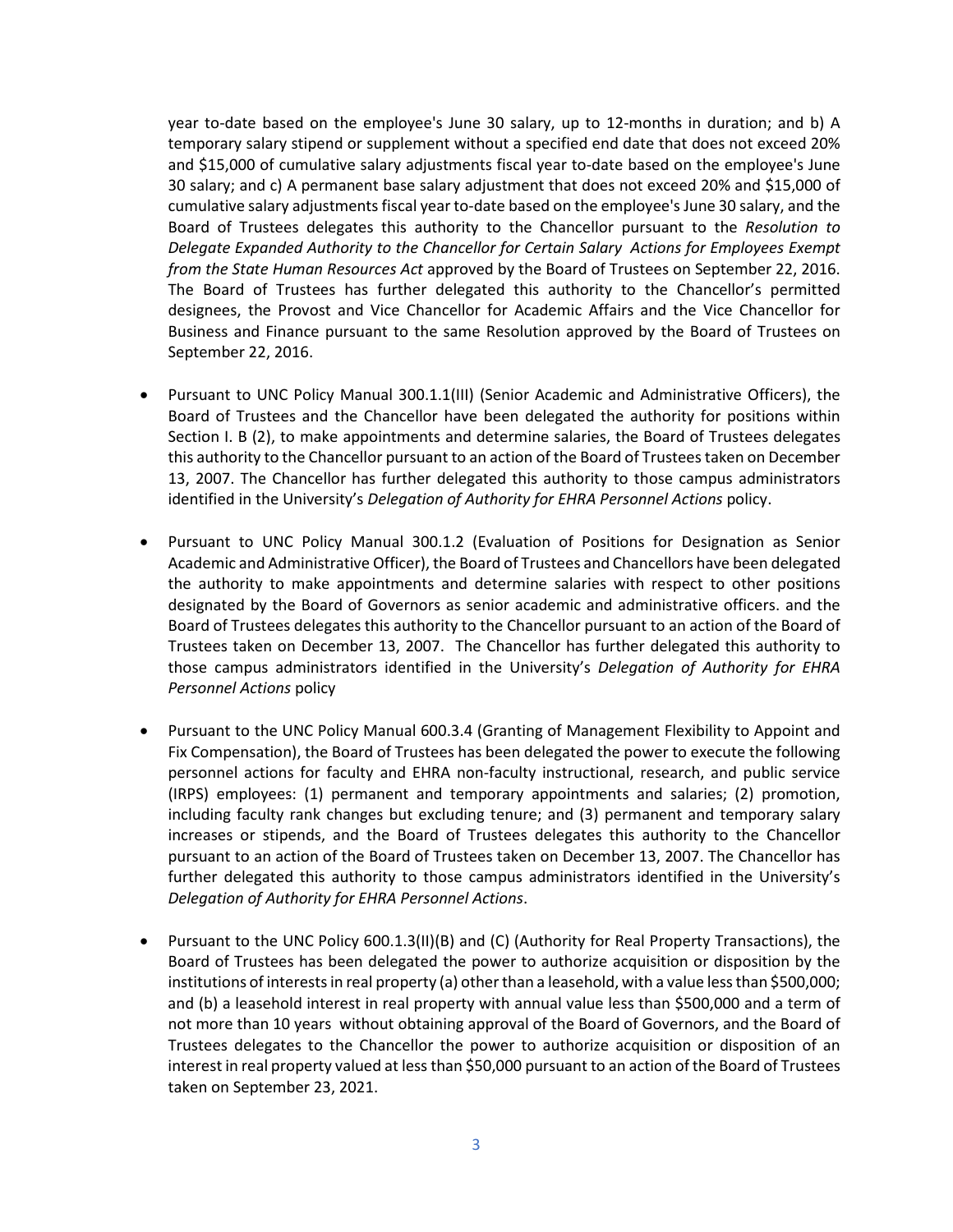year to-date based on the employee's June 30 salary, up to 12-months in duration; and b) A temporary salary stipend or supplement without a specified end date that does not exceed 20% and $15,000 of cumulative salary adjustments fiscal year to-date based on the employee's June 30 salary; and c) A permanent base salary adjustment that does not exceed 20% and $15,000 of cumulative salary adjustments fiscal year to-date based on the employee's June 30 salary, and the Board of Trustees delegates this authority to the Chancellor pursuant to the *Resolution to Delegate Expanded Authority to the Chancellor for Certain Salary Actions for Employees Exempt from the State Human Resources Act* approved by the Board of Trustees on September 22, 2016. The Board of Trustees has further delegated this authority to the Chancellor's permitted designees, the Provost and Vice Chancellor for Academic Affairs and the Vice Chancellor for Business and Finance pursuant to the same Resolution approved by the Board of Trustees on September 22, 2016.

- Pursuant to UNC Policy Manual 300.1.1(III) (Senior Academic and Administrative Officers), the Board of Trustees and the Chancellor have been delegated the authority for positions within Section I. B (2), to make appointments and determine salaries, the Board of Trustees delegates this authority to the Chancellor pursuant to an action of the Board of Trustees taken on December 13, 2007. The Chancellor has further delegated this authority to those campus administrators identified in the University's *Delegation of Authority for EHRA Personnel Actions* policy.

- Pursuant to UNC Policy Manual 300.1.2 (Evaluation of Positions for Designation as Senior Academic and Administrative Officer), the Board of Trustees and Chancellors have been delegated the authority to make appointments and determine salaries with respect to other positions designated by the Board of Governors as senior academic and administrative officers. and the Board of Trustees delegates this authority to the Chancellor pursuant to an action of the Board of Trustees taken on December 13, 2007. The Chancellor has further delegated this authority to those campus administrators identified in the University's *Delegation of Authority for EHRA Personnel Actions* policy

- Pursuant to the UNC Policy Manual 600.3.4 (Granting of Management Flexibility to Appoint and Fix Compensation), the Board of Trustees has been delegated the power to execute the following personnel actions for faculty and EHRA non-faculty instructional, research, and public service (IRPS) employees: (1) permanent and temporary appointments and salaries; (2) promotion, including faculty rank changes but excluding tenure; and (3) permanent and temporary salary increases or stipends, and the Board of Trustees delegates this authority to the Chancellor pursuant to an action of the Board of Trustees taken on December 13, 2007. The Chancellor has further delegated this authority to those campus administrators identified in the University's *Delegation of Authority for EHRA Personnel Actions*.

- Pursuant to the UNC Policy 600.1.3(II)(B) and (C) (Authority for Real Property Transactions), the Board of Trustees has been delegated the power to authorize acquisition or disposition by the institutions of interests in real property (a) other than a leasehold, with a value less than $500,000; and (b) a leasehold interest in real property with annual value less than $500,000 and a term of not more than 10 years without obtaining approval of the Board of Governors, and the Board of Trustees delegates to the Chancellor the power to authorize acquisition or disposition of an interest in real property valued at less than $50,000 pursuant to an action of the Board of Trustees taken on September 23, 2021.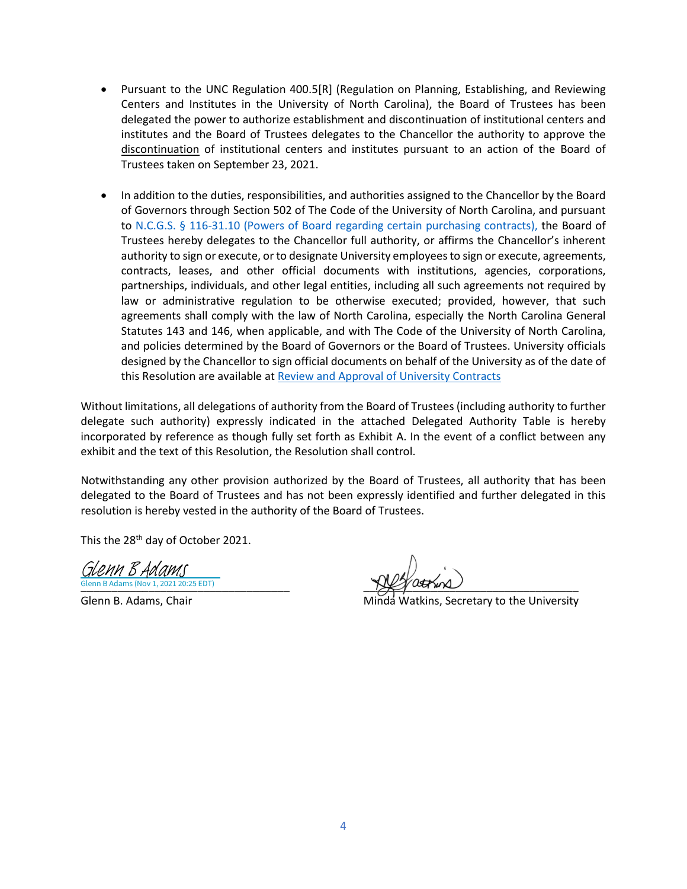- Pursuant to the UNC Regulation 400.5[R] (Regulation on Planning, Establishing, and Reviewing Centers and Institutes in the University of North Carolina), the Board of Trustees has been delegated the power to authorize establishment and discontinuation of institutional centers and institutes and the Board of Trustees delegates to the Chancellor the authority to approve the discontinuation of institutional centers and institutes pursuant to an action of the Board of Trustees taken on September 23, 2021.

- In addition to the duties, responsibilities, and authorities assigned to the Chancellor by the Board of Governors through Section 502 of The Code of the University of North Carolina, and pursuant to N.C.G.S. § 116-31.10 (Powers of Board regarding certain purchasing contracts), the Board of Trustees hereby delegates to the Chancellor full authority, or affirms the Chancellor's inherent authority to sign or execute, or to designate University employees to sign or execute, agreements, contracts, leases, and other official documents with institutions, agencies, corporations, partnerships, individuals, and other legal entities, including all such agreements not required by law or administrative regulation to be otherwise executed; provided, however, that such agreements shall comply with the law of North Carolina, especially the North Carolina General Statutes 143 and 146, when applicable, and with The Code of the University of North Carolina, and policies determined by the Board of Governors or the Board of Trustees. University officials designed by the Chancellor to sign official documents on behalf of the University as of the date of this Resolution are available at Review and Approval of University Contracts

Without limitations, all delegations of authority from the Board of Trustees (including authority to further delegate such authority) expressly indicated in the attached Delegated Authority Table is hereby incorporated by reference as though fully set forth as Exhibit A. In the event of a conflict between any exhibit and the text of this Resolution, the Resolution shall control.

Notwithstanding any other provision authorized by the Board of Trustees, all authority that has been delegated to the Board of Trustees and has not been expressly identified and further delegated in this resolution is hereby vested in the authority of the Board of Trustees.

This the 28th day of October 2021.

Glenn B Adams
Glenn B Adams (Nov 1, 2021 20:25 EDT)

Glenn B. Adams, Chair

Minda Watkins, Secretary to the University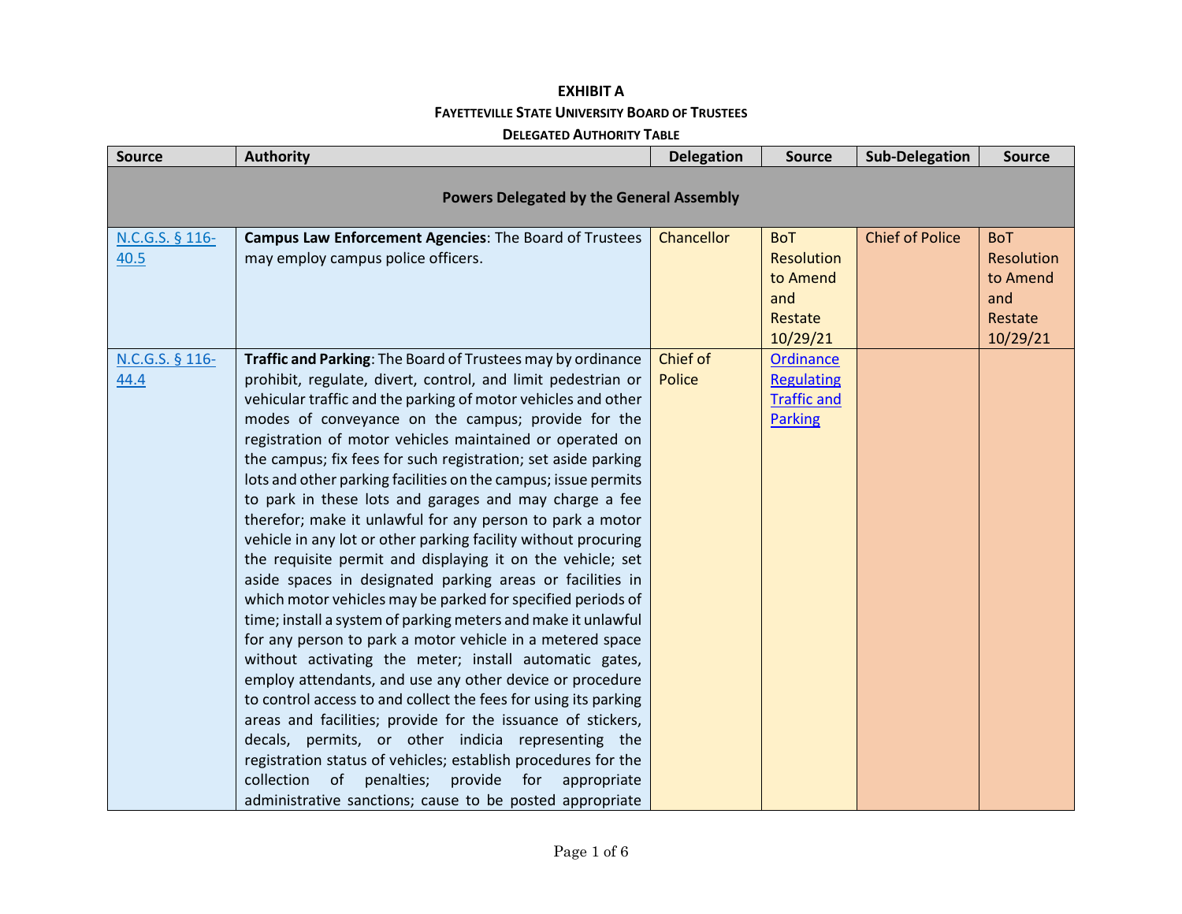**EXHIBIT A**

**FAYETTEVILLE STATE UNIVERSITY BOARD OF TRUSTEES**

**DELEGATED AUTHORITY TABLE**

| Source | Authority | Delegation | Source | Sub-Delegation | Source |
|---|---|---|---|---|---|
| **Powers Delegated by the General Assembly** | | | | | |
| N.C.G.S. § 116-40.5 | **Campus Law Enforcement Agencies**: The Board of Trustees may employ campus police officers. | Chancellor | BoT Resolution to Amend and Restate 10/29/21 | Chief of Police | BoT Resolution to Amend and Restate 10/29/21 |
| N.C.G.S. § 116-44.4 | **Traffic and Parking**: The Board of Trustees may by ordinance prohibit, regulate, divert, control, and limit pedestrian or vehicular traffic and the parking of motor vehicles and other modes of conveyance on the campus; provide for the registration of motor vehicles maintained or operated on the campus; fix fees for such registration; set aside parking lots and other parking facilities on the campus; issue permits to park in these lots and garages and may charge a fee therefor; make it unlawful for any person to park a motor vehicle in any lot or other parking facility without procuring the requisite permit and displaying it on the vehicle; set aside spaces in designated parking areas or facilities in which motor vehicles may be parked for specified periods of time; install a system of parking meters and make it unlawful for any person to park a motor vehicle in a metered space without activating the meter; install automatic gates, employ attendants, and use any other device or procedure to control access to and collect the fees for using its parking areas and facilities; provide for the issuance of stickers, decals, permits, or other indicia representing the registration status of vehicles; establish procedures for the collection of penalties; provide for appropriate administrative sanctions; cause to be posted appropriate | Chief of Police | Ordinance Regulating Traffic and Parking | | |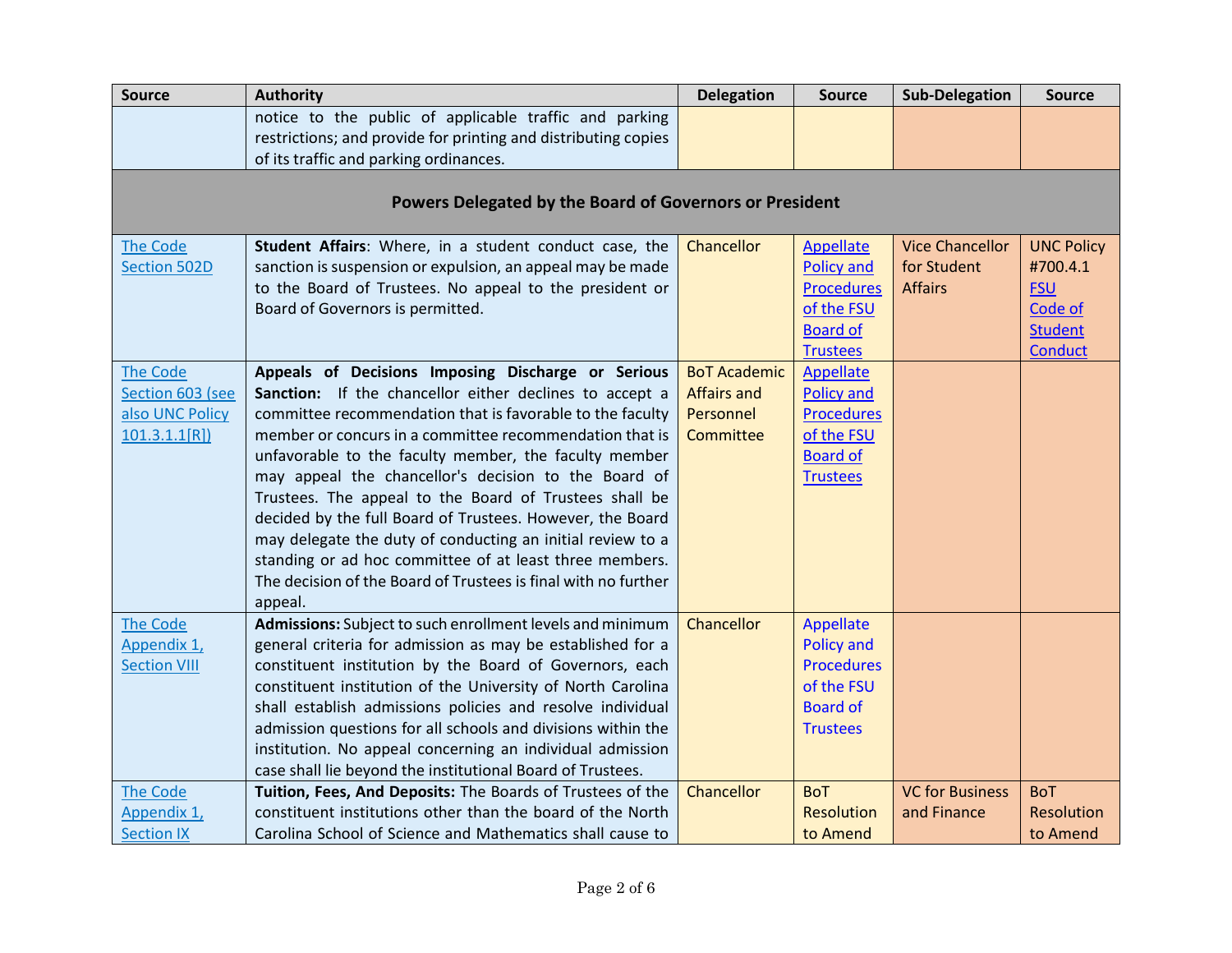| Source | Authority | Delegation | Source | Sub-Delegation | Source |
|---|---|---|---|---|---|
| | notice to the public of applicable traffic and parking restrictions; and provide for printing and distributing copies of its traffic and parking ordinances. | | | | |
| **Powers Delegated by the Board of Governors or President** | | | | | |
| The Code Section 502D | **Student Affairs**: Where, in a student conduct case, the sanction is suspension or expulsion, an appeal may be made to the Board of Trustees. No appeal to the president or Board of Governors is permitted. | Chancellor | Appellate Policy and Procedures of the FSU Board of Trustees | Vice Chancellor for Student Affairs | UNC Policy #700.4.1 FSU Code of Student Conduct |
| The Code Section 603 (see also UNC Policy 101.3.1.1[R]) | **Appeals of Decisions Imposing Discharge or Serious Sanction:** If the chancellor either declines to accept a committee recommendation that is favorable to the faculty member or concurs in a committee recommendation that is unfavorable to the faculty member, the faculty member may appeal the chancellor's decision to the Board of Trustees. The appeal to the Board of Trustees shall be decided by the full Board of Trustees. However, the Board may delegate the duty of conducting an initial review to a standing or ad hoc committee of at least three members. The decision of the Board of Trustees is final with no further appeal. | BoT Academic Affairs and Personnel Committee | Appellate Policy and Procedures of the FSU Board of Trustees | | |
| The Code Appendix 1, Section VIII | **Admissions:** Subject to such enrollment levels and minimum general criteria for admission as may be established for a constituent institution by the Board of Governors, each constituent institution of the University of North Carolina shall establish admissions policies and resolve individual admission questions for all schools and divisions within the institution. No appeal concerning an individual admission case shall lie beyond the institutional Board of Trustees. | Chancellor | Appellate Policy and Procedures of the FSU Board of Trustees | | |
| The Code Appendix 1, Section IX | **Tuition, Fees, And Deposits:** The Boards of Trustees of the constituent institutions other than the board of the North Carolina School of Science and Mathematics shall cause to | Chancellor | BoT Resolution to Amend | VC for Business and Finance | BoT Resolution to Amend |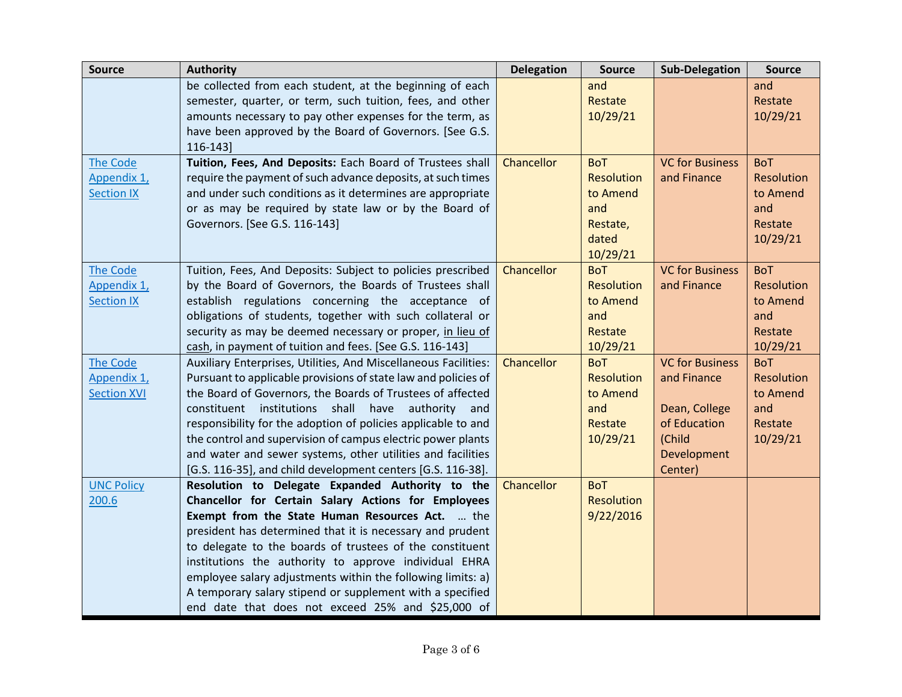| Source | Authority | Delegation | Source | Sub-Delegation | Source |
|---|---|---|---|---|---|
| | be collected from each student, at the beginning of each semester, quarter, or term, such tuition, fees, and other amounts necessary to pay other expenses for the term, as have been approved by the Board of Governors. [See G.S. 116-143] | | and Restate 10/29/21 | | and Restate 10/29/21 |
| The Code Appendix 1, Section IX | **Tuition, Fees, And Deposits:** Each Board of Trustees shall require the payment of such advance deposits, at such times and under such conditions as it determines are appropriate or as may be required by state law or by the Board of Governors. [See G.S. 116-143] | Chancellor | BoT Resolution to Amend and Restate, dated 10/29/21 | VC for Business and Finance | BoT Resolution to Amend and Restate 10/29/21 |
| The Code Appendix 1, Section IX | Tuition, Fees, And Deposits: Subject to policies prescribed by the Board of Governors, the Boards of Trustees shall establish regulations concerning the acceptance of obligations of students, together with such collateral or security as may be deemed necessary or proper, in lieu of cash, in payment of tuition and fees. [See G.S. 116-143] | Chancellor | BoT Resolution to Amend and Restate 10/29/21 | VC for Business and Finance | BoT Resolution to Amend and Restate 10/29/21 |
| The Code Appendix 1, Section XVI | Auxiliary Enterprises, Utilities, And Miscellaneous Facilities: Pursuant to applicable provisions of state law and policies of the Board of Governors, the Boards of Trustees of affected constituent institutions shall have authority and responsibility for the adoption of policies applicable to and the control and supervision of campus electric power plants and water and sewer systems, other utilities and facilities [G.S. 116-35], and child development centers [G.S. 116-38]. | Chancellor | BoT Resolution to Amend and Restate 10/29/21 | VC for Business and Finance<br><br>Dean, College of Education (Child Development Center) | BoT Resolution to Amend and Restate 10/29/21 |
| UNC Policy 200.6 | **Resolution to Delegate Expanded Authority to the Chancellor for Certain Salary Actions for Employees Exempt from the State Human Resources Act.** … the president has determined that it is necessary and prudent to delegate to the boards of trustees of the constituent institutions the authority to approve individual EHRA employee salary adjustments within the following limits: a) A temporary salary stipend or supplement with a specified end date that does not exceed 25% and $25,000 of | Chancellor | BoT Resolution 9/22/2016 | | |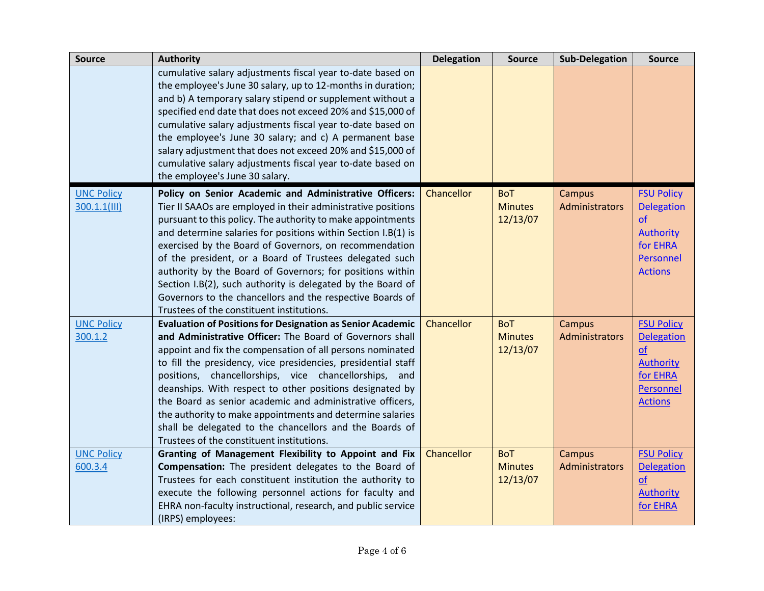| Source | Authority | Delegation | Source | Sub-Delegation | Source |
|---|---|---|---|---|---|
| | cumulative salary adjustments fiscal year to-date based on the employee's June 30 salary, up to 12-months in duration; and b) A temporary salary stipend or supplement without a specified end date that does not exceed 20% and $15,000 of cumulative salary adjustments fiscal year to-date based on the employee's June 30 salary; and c) A permanent base salary adjustment that does not exceed 20% and $15,000 of cumulative salary adjustments fiscal year to-date based on the employee's June 30 salary. | | | | |
| UNC Policy 300.1.1(III) | **Policy on Senior Academic and Administrative Officers:** Tier II SAAOs are employed in their administrative positions pursuant to this policy. The authority to make appointments and determine salaries for positions within Section I.B(1) is exercised by the Board of Governors, on recommendation of the president, or a Board of Trustees delegated such authority by the Board of Governors; for positions within Section I.B(2), such authority is delegated by the Board of Governors to the chancellors and the respective Boards of Trustees of the constituent institutions. | Chancellor | BoT Minutes 12/13/07 | Campus Administrators | FSU Policy Delegation of Authority for EHRA Personnel Actions |
| UNC Policy 300.1.2 | **Evaluation of Positions for Designation as Senior Academic and Administrative Officer:** The Board of Governors shall appoint and fix the compensation of all persons nominated to fill the presidency, vice presidencies, presidential staff positions, chancellorships, vice chancellorships, and deanships. With respect to other positions designated by the Board as senior academic and administrative officers, the authority to make appointments and determine salaries shall be delegated to the chancellors and the Boards of Trustees of the constituent institutions. | Chancellor | BoT Minutes 12/13/07 | Campus Administrators | FSU Policy Delegation of Authority for EHRA Personnel Actions |
| UNC Policy 600.3.4 | **Granting of Management Flexibility to Appoint and Fix Compensation:** The president delegates to the Board of Trustees for each constituent institution the authority to execute the following personnel actions for faculty and EHRA non-faculty instructional, research, and public service (IRPS) employees: | Chancellor | BoT Minutes 12/13/07 | Campus Administrators | FSU Policy Delegation of Authority for EHRA |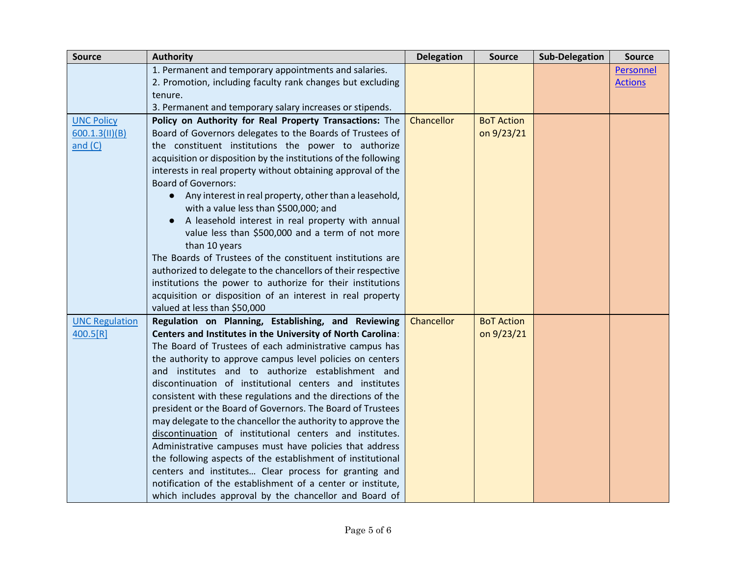| Source | Authority | Delegation | Source | Sub-Delegation | Source |
|---|---|---|---|---|---|
| | 1. Permanent and temporary appointments and salaries.<br>2. Promotion, including faculty rank changes but excluding tenure.<br>3. Permanent and temporary salary increases or stipends. | | | | Personnel Actions |
| UNC Policy 600.1.3(II)(B) and (C) | **Policy on Authority for Real Property Transactions:** The Board of Governors delegates to the Boards of Trustees of the constituent institutions the power to authorize acquisition or disposition by the institutions of the following interests in real property without obtaining approval of the Board of Governors:<br>● Any interest in real property, other than a leasehold, with a value less than $500,000; and<br>● A leasehold interest in real property with annual value less than $500,000 and a term of not more than 10 years<br>The Boards of Trustees of the constituent institutions are authorized to delegate to the chancellors of their respective institutions the power to authorize for their institutions acquisition or disposition of an interest in real property valued at less than $50,000 | Chancellor | BoT Action on 9/23/21 | | |
| UNC Regulation 400.5[R] | **Regulation on Planning, Establishing, and Reviewing Centers and Institutes in the University of North Carolina**: The Board of Trustees of each administrative campus has the authority to approve campus level policies on centers and institutes and to authorize establishment and discontinuation of institutional centers and institutes consistent with these regulations and the directions of the president or the Board of Governors. The Board of Trustees may delegate to the chancellor the authority to approve the discontinuation of institutional centers and institutes. Administrative campuses must have policies that address the following aspects of the establishment of institutional centers and institutes… Clear process for granting and notification of the establishment of a center or institute, which includes approval by the chancellor and Board of | Chancellor | BoT Action on 9/23/21 | | |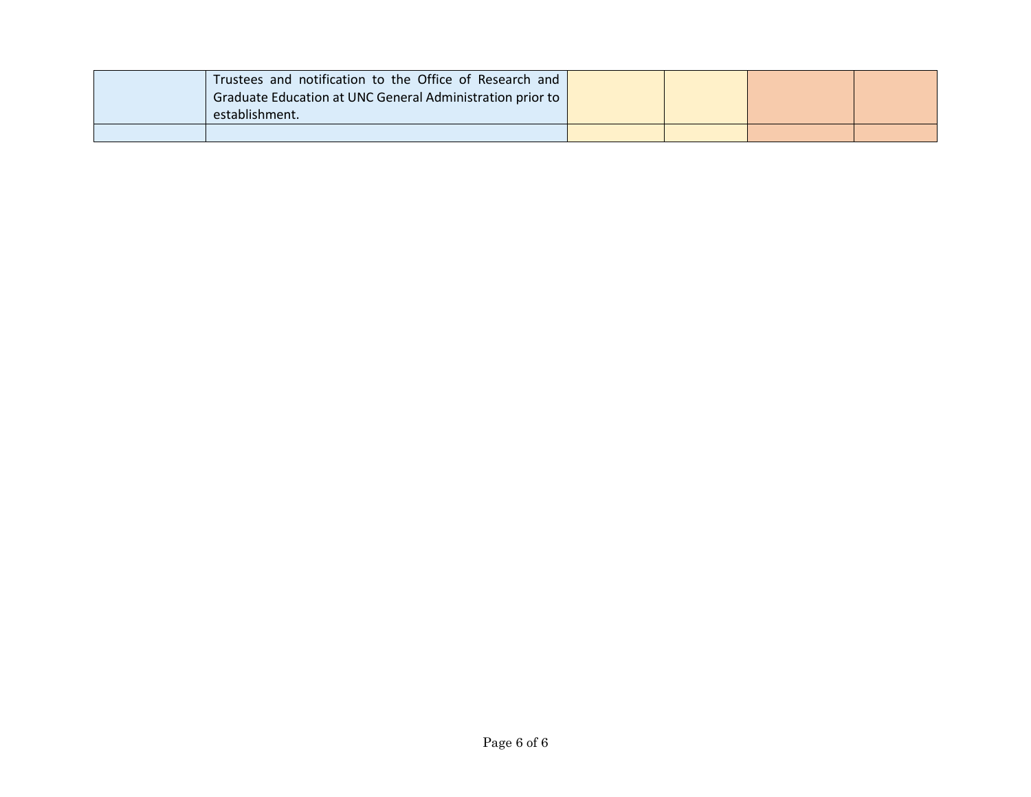| | | | | | |
|---|---|---|---|---|---|
| | Trustees and notification to the Office of Research and Graduate Education at UNC General Administration prior to establishment. | | | | |
| | | | | | |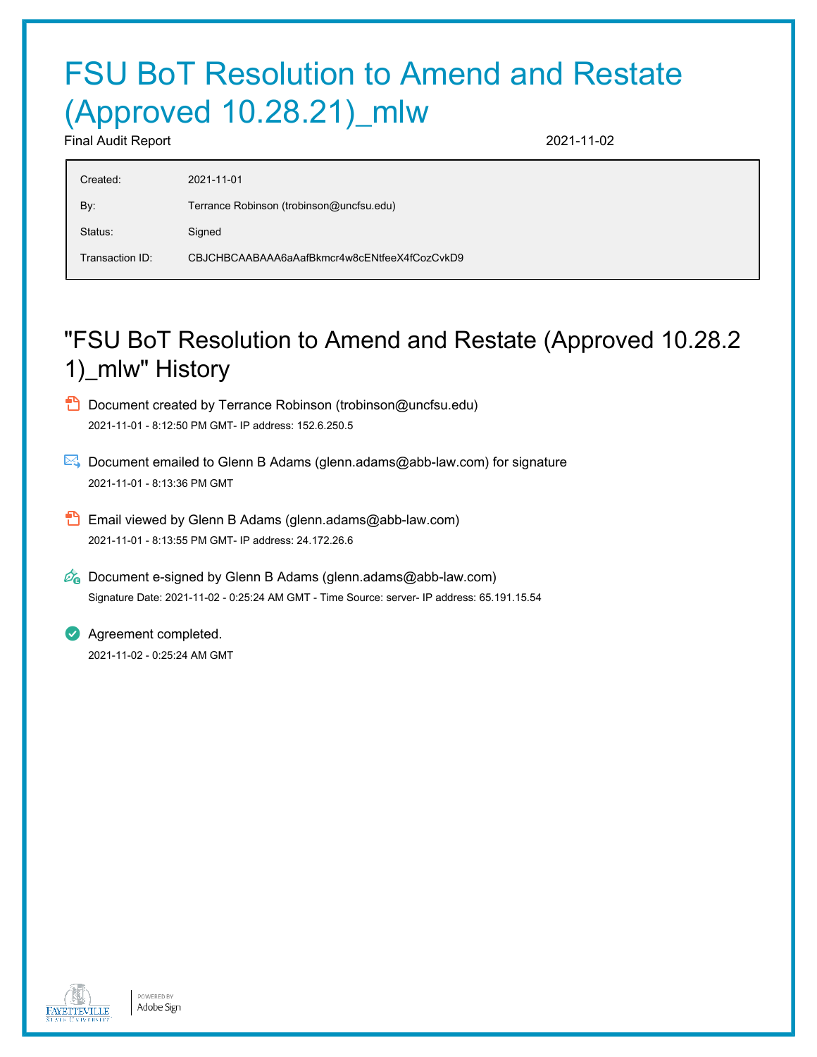# FSU BoT Resolution to Amend and Restate (Approved 10.28.21)_mlw

Final Audit Report 2021-11-02

| | |
|---|---|
| Created: | 2021-11-01 |
| By: | Terrance Robinson (trobinson@uncfsu.edu) |
| Status: | Signed |
| Transaction ID: | CBJCHBCAABAAA6aAafBkmcr4w8cENtfeeX4fCozCvkD9 |

## "FSU BoT Resolution to Amend and Restate (Approved 10.28.21)_mlw" History

- Document created by Terrance Robinson (trobinson@uncfsu.edu)
  2021-11-01 - 8:12:50 PM GMT- IP address: 152.6.250.5

- Document emailed to Glenn B Adams (glenn.adams@abb-law.com) for signature
  2021-11-01 - 8:13:36 PM GMT

- Email viewed by Glenn B Adams (glenn.adams@abb-law.com)
  2021-11-01 - 8:13:55 PM GMT- IP address: 24.172.26.6

- Document e-signed by Glenn B Adams (glenn.adams@abb-law.com)
  Signature Date: 2021-11-02 - 0:25:24 AM GMT - Time Source: server- IP address: 65.191.15.54

- Agreement completed.
  2021-11-02 - 0:25:24 AM GMT

FAYETTEVILLE STATE UNIVERSITY | POWERED BY Adobe Sign